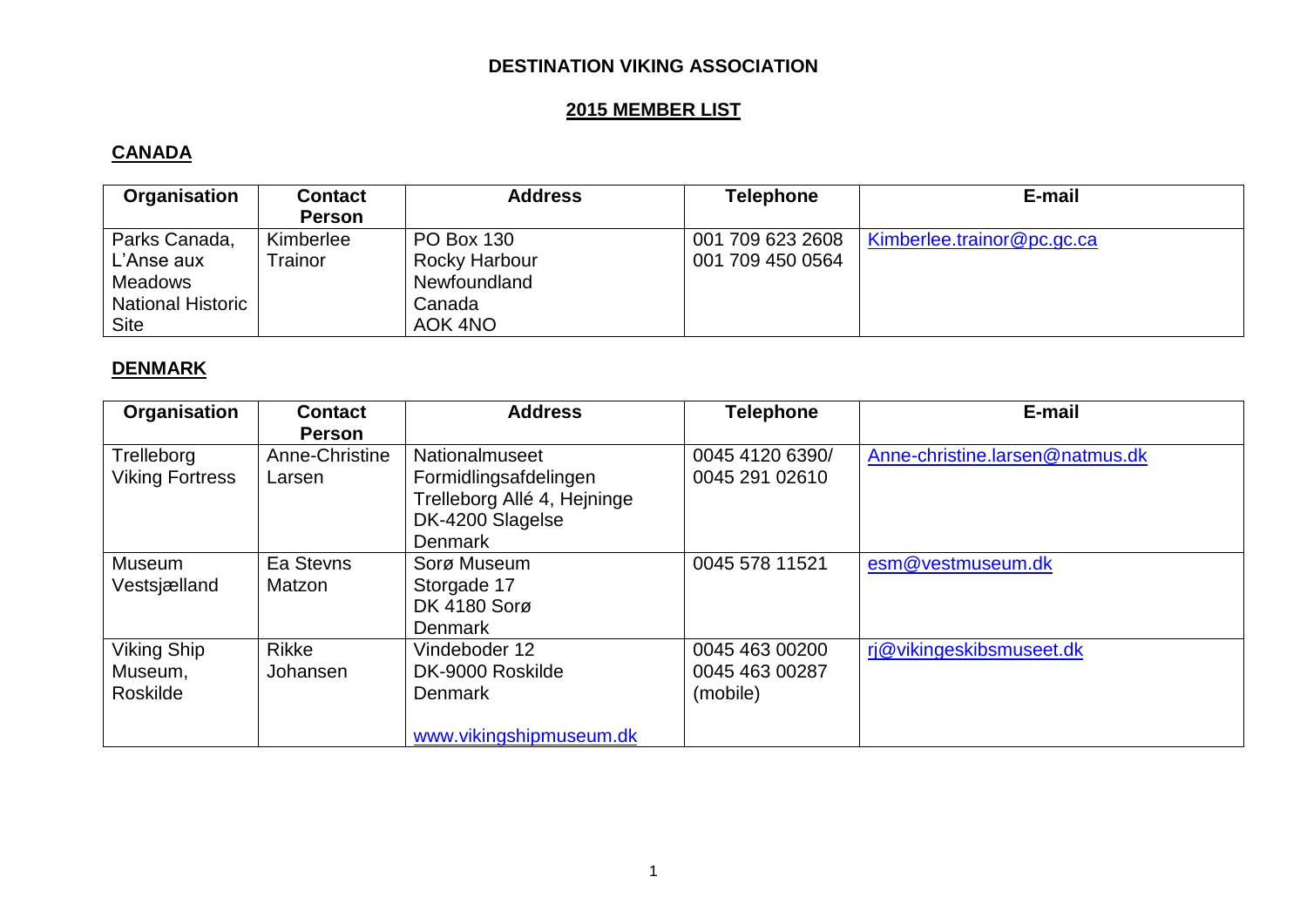# DESTINATION VIKING ASSOCIATION

## 2015 MEMBER LIST

### CANADA

| Organisation | Contact Person | Address | Telephone | E-mail |
|---|---|---|---|---|
| Parks Canada, L'Anse aux Meadows National Historic Site | Kimberlee Trainor | PO Box 130<br>Rocky Harbour<br>Newfoundland<br>Canada<br>AOK 4NO | 001 709 623 2608<br>001 709 450 0564 | Kimberlee.trainor@pc.gc.ca |

### DENMARK

| Organisation | Contact Person | Address | Telephone | E-mail |
|---|---|---|---|---|
| Trelleborg Viking Fortress | Anne-Christine Larsen | Nationalmuseet<br>Formidlingsafdelingen<br>Trelleborg Allé 4, Hejninge<br>DK-4200 Slagelse<br>Denmark | 0045 4120 6390/<br>0045 291 02610 | Anne-christine.larsen@natmus.dk |
| Museum Vestsjælland | Ea Stevns Matzon | Sorø Museum<br>Storgade 17<br>DK 4180 Sorø<br>Denmark | 0045 578 11521 | esm@vestmuseum.dk |
| Viking Ship Museum, Roskilde | Rikke Johansen | Vindeboder 12<br>DK-9000 Roskilde<br>Denmark<br><br>www.vikingshipmuseum.dk | 0045 463 00200<br>0045 463 00287<br>(mobile) | rj@vikingeskibsmuseet.dk |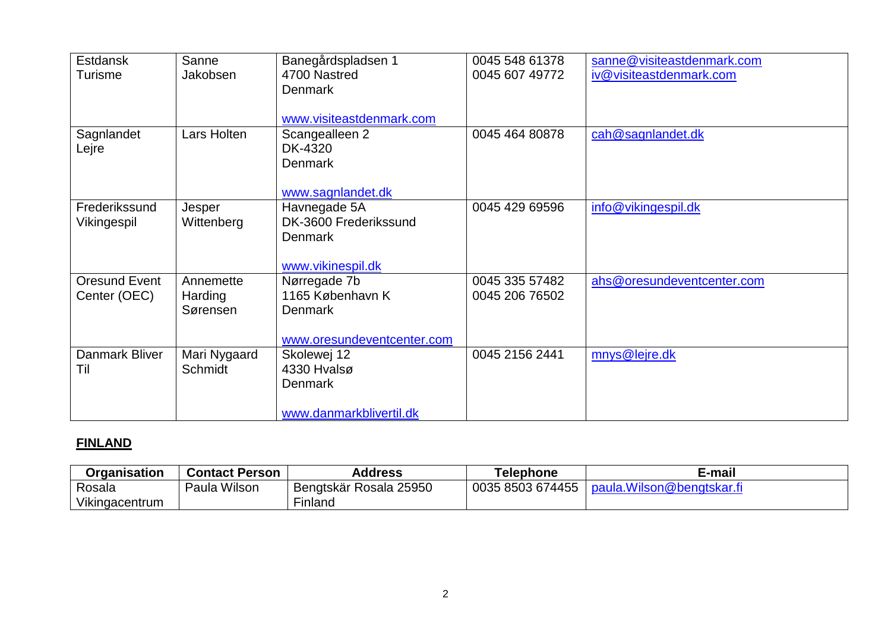| | | | | |
|---|---|---|---|---|
| Estdansk Turisme | Sanne Jakobsen | Banegårdspladsen 1<br>4700 Nastred<br>Denmark<br><br>www.visiteastdenmark.com | 0045 548 61378<br>0045 607 49772 | sanne@visiteastdenmark.com<br>iv@visiteastdenmark.com |
| Sagnlandet Lejre | Lars Holten | Scangealleen 2<br>DK-4320<br>Denmark<br><br>www.sagnlandet.dk | 0045 464 80878 | cah@sagnlandet.dk |
| Frederikssund Vikingespil | Jesper Wittenberg | Havnegade 5A<br>DK-3600 Frederikssund<br>Denmark<br><br>www.vikinespil.dk | 0045 429 69596 | info@vikingespil.dk |
| Oresund Event Center (OEC) | Annemette Harding Sørensen | Nørregade 7b<br>1165 København K<br>Denmark<br><br>www.oresundeventcenter.com | 0045 335 57482<br>0045 206 76502 | ahs@oresundeventcenter.com |
| Danmark Bliver Til | Mari Nygaard Schmidt | Skolewej 12<br>4330 Hvalsø<br>Denmark<br><br>www.danmarkblivertil.dk | 0045 2156 2441 | mnys@lejre.dk |

**FINLAND**

| Organisation | Contact Person | Address | Telephone | E-mail |
|---|---|---|---|---|
| Rosala Vikingacentrum | Paula Wilson | Bengtskär Rosala 25950 Finland | 0035 8503 674455 | paula.Wilson@bengtskar.fi |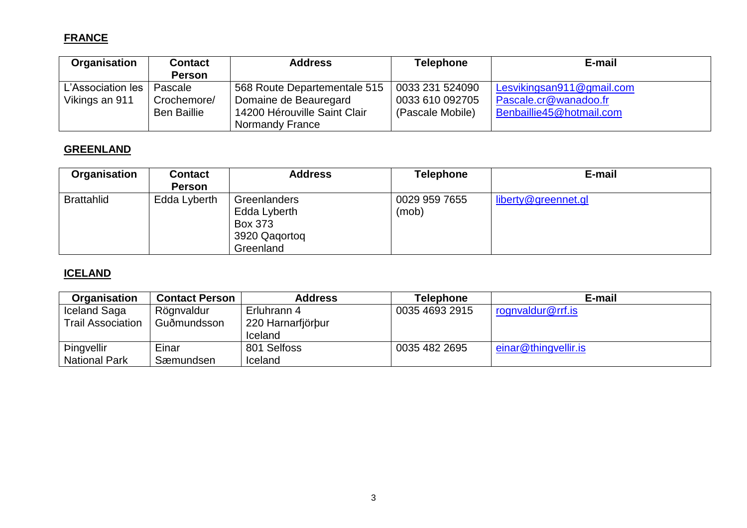**FRANCE**

| Organisation | Contact Person | Address | Telephone | E-mail |
|---|---|---|---|---|
| L'Association les Vikings an 911 | Pascale Crochemore/ Ben Baillie | 568 Route Departementale 515 Domaine de Beauregard 14200 Hérouville Saint Clair Normandy France | 0033 231 524090 0033 610 092705 (Pascale Mobile) | Lesvikingsan911@gmail.com Pascale.cr@wanadoo.fr Benbaillie45@hotmail.com |

**GREENLAND**

| Organisation | Contact Person | Address | Telephone | E-mail |
|---|---|---|---|---|
| Brattahlid | Edda Lyberth | Greenlanders Edda Lyberth Box 373 3920 Qaqortoq Greenland | 0029 959 7655 (mob) | liberty@greennet.gl |

**ICELAND**

| Organisation | Contact Person | Address | Telephone | E-mail |
|---|---|---|---|---|
| Iceland Saga Trail Association | Rögnvaldur Guðmundsson | Erluhrann 4 220 Harnarfjörþur Iceland | 0035 4693 2915 | rognvaldur@rrf.is |
| Þingvellir National Park | Einar Sæmundsen | 801 Selfoss Iceland | 0035 482 2695 | einar@thingvellir.is |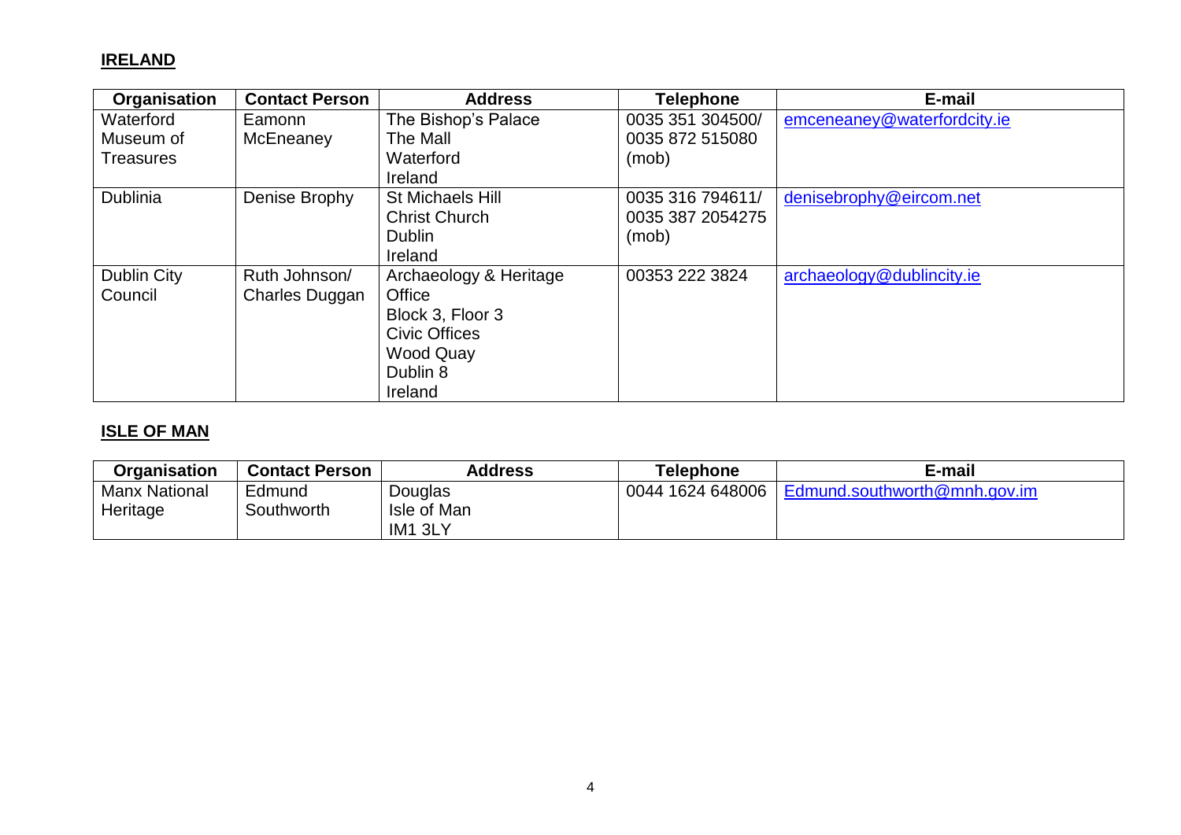## IRELAND

| Organisation | Contact Person | Address | Telephone | E-mail |
|---|---|---|---|---|
| Waterford Museum of Treasures | Eamonn McEneaney | The Bishop's Palace<br>The Mall<br>Waterford<br>Ireland | 0035 351 304500/<br>0035 872 515080 (mob) | emceneaney@waterfordcity.ie |
| Dublinia | Denise Brophy | St Michaels Hill<br>Christ Church<br>Dublin<br>Ireland | 0035 316 794611/<br>0035 387 2054275 (mob) | denisebrophy@eircom.net |
| Dublin City Council | Ruth Johnson/<br>Charles Duggan | Archaeology & Heritage Office<br>Block 3, Floor 3<br>Civic Offices<br>Wood Quay<br>Dublin 8<br>Ireland | 00353 222 3824 | archaeology@dublincity.ie |

## ISLE OF MAN

| Organisation | Contact Person | Address | Telephone | E-mail |
|---|---|---|---|---|
| Manx National Heritage | Edmund Southworth | Douglas<br>Isle of Man<br>IM1 3LY | 0044 1624 648006 | Edmund.southworth@mnh.gov.im |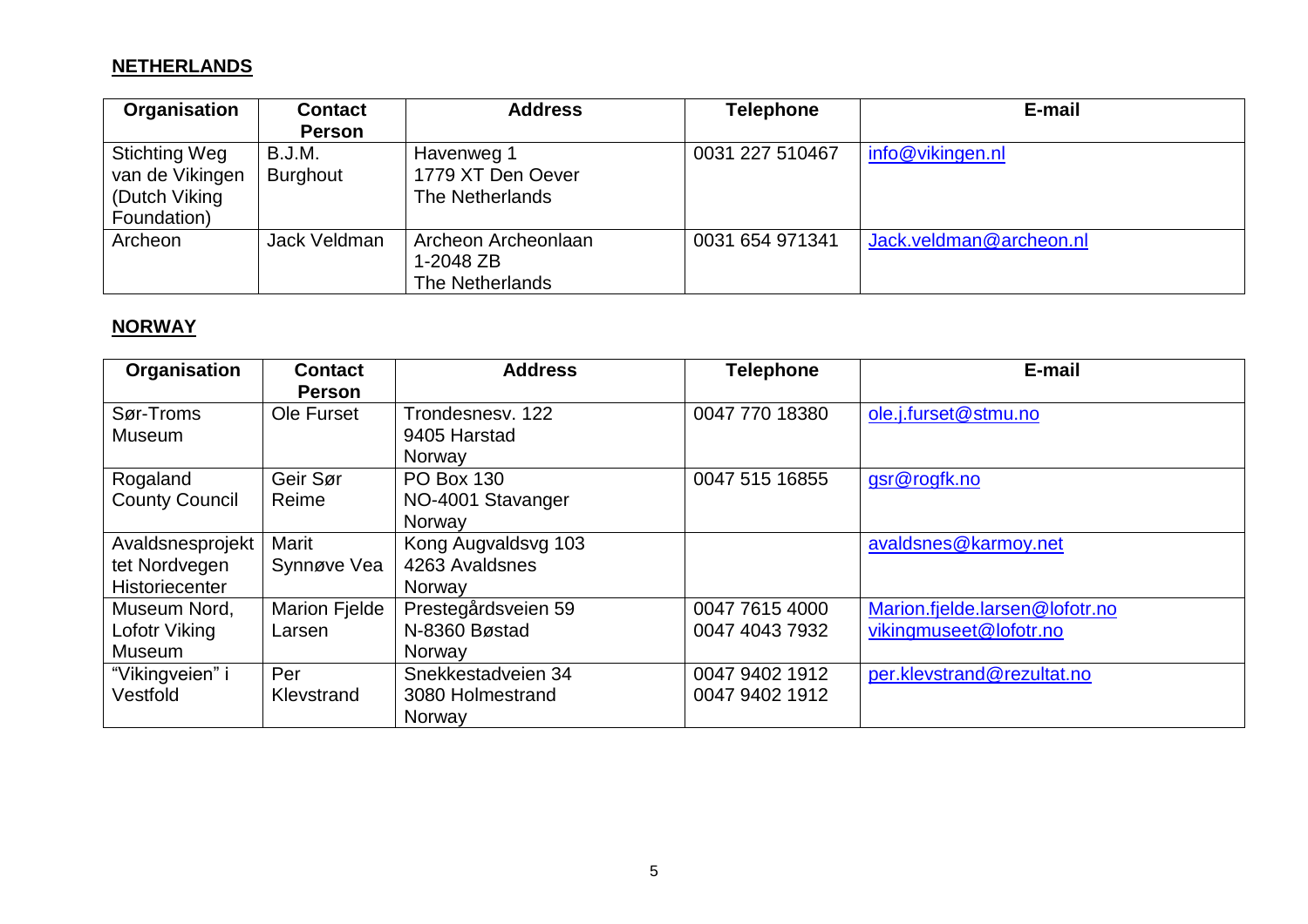**NETHERLANDS**

| Organisation | Contact Person | Address | Telephone | E-mail |
|---|---|---|---|---|
| Stichting Weg van de Vikingen (Dutch Viking Foundation) | B.J.M. Burghout | Havenweg 1<br>1779 XT Den Oever<br>The Netherlands | 0031 227 510467 | info@vikingen.nl |
| Archeon | Jack Veldman | Archeon Archeonlaan<br>1-2048 ZB<br>The Netherlands | 0031 654 971341 | Jack.veldman@archeon.nl |

**NORWAY**

| Organisation | Contact Person | Address | Telephone | E-mail |
|---|---|---|---|---|
| Sør-Troms Museum | Ole Furset | Trondesnesv. 122<br>9405 Harstad<br>Norway | 0047 770 18380 | ole.j.furset@stmu.no |
| Rogaland County Council | Geir Sør Reime | PO Box 130<br>NO-4001 Stavanger<br>Norway | 0047 515 16855 | gsr@rogfk.no |
| Avaldsnesprojekt tet Nordvegen Historiecenter | Marit Synnøve Vea | Kong Augvaldsvg 103<br>4263 Avaldsnes<br>Norway | | avaldsnes@karmoy.net |
| Museum Nord, Lofotr Viking Museum | Marion Fjelde Larsen | Prestegårdsveien 59<br>N-8360 Bøstad<br>Norway | 0047 7615 4000<br>0047 4043 7932 | Marion.fjelde.larsen@lofotr.no<br>vikingmuseet@lofotr.no |
| "Vikingveien" i Vestfold | Per Klevstrand | Snekkestadveien 34<br>3080 Holmestrand<br>Norway | 0047 9402 1912<br>0047 9402 1912 | per.klevstrand@rezultat.no |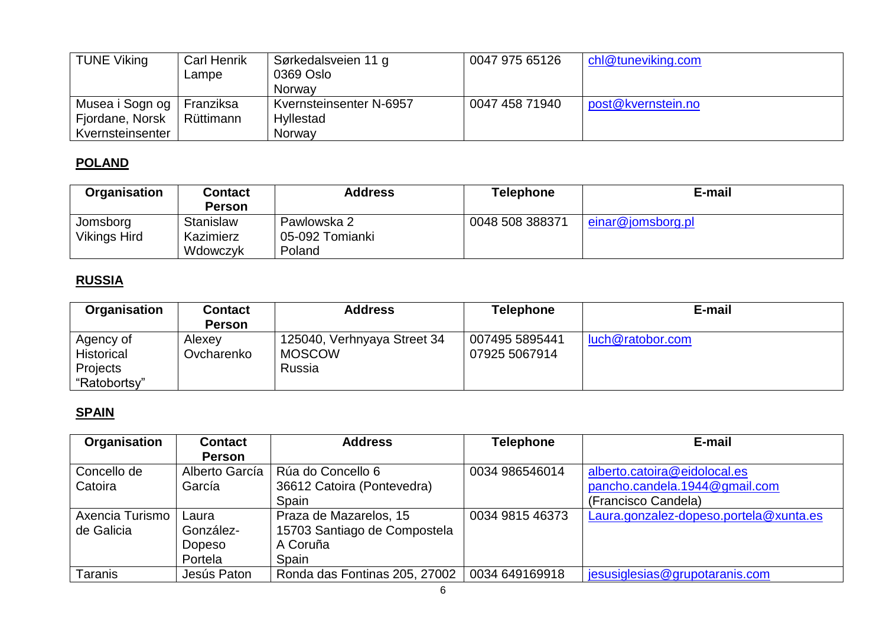| TUNE Viking | Carl Henrik Lampe | Sørkedalsveien 11 g<br>0369 Oslo<br>Norway | 0047 975 65126 | chl@tuneviking.com |
|---|---|---|---|---|
| Musea i Sogn og Fjordane, Norsk Kvernsteinsenter | Franziska Rüttimann | Kvernsteinsenter N-6957<br>Hyllestad<br>Norway | 0047 458 71940 | post@kvernstein.no |

**POLAND**

| Organisation | Contact Person | Address | Telephone | E-mail |
|---|---|---|---|---|
| Jomsborg Vikings Hird | Stanislaw Kazimierz Wdowczyk | Pawlowska 2<br>05-092 Tomianki<br>Poland | 0048 508 388371 | einar@jomsborg.pl |

**RUSSIA**

| Organisation | Contact Person | Address | Telephone | E-mail |
|---|---|---|---|---|
| Agency of Historical Projects "Ratobortsy" | Alexey Ovcharenko | 125040, Verhnyaya Street 34<br>MOSCOW<br>Russia | 007495 5895441<br>07925 5067914 | luch@ratobor.com |

**SPAIN**

| Organisation | Contact Person | Address | Telephone | E-mail |
|---|---|---|---|---|
| Concello de Catoira | Alberto García García | Rúa do Concello 6<br>36612 Catoira (Pontevedra)<br>Spain | 0034 986546014 | alberto.catoira@eidolocal.es<br>pancho.candela.1944@gmail.com<br>(Francisco Candela) |
| Axencia Turismo de Galicia | Laura González-Dopeso Portela | Praza de Mazarelos, 15<br>15703 Santiago de Compostela<br>A Coruña<br>Spain | 0034 9815 46373 | Laura.gonzalez-dopeso.portela@xunta.es |
| Taranis | Jesús Paton | Ronda das Fontinas 205, 27002 | 0034 649169918 | jesusiglesias@grupotaranis.com |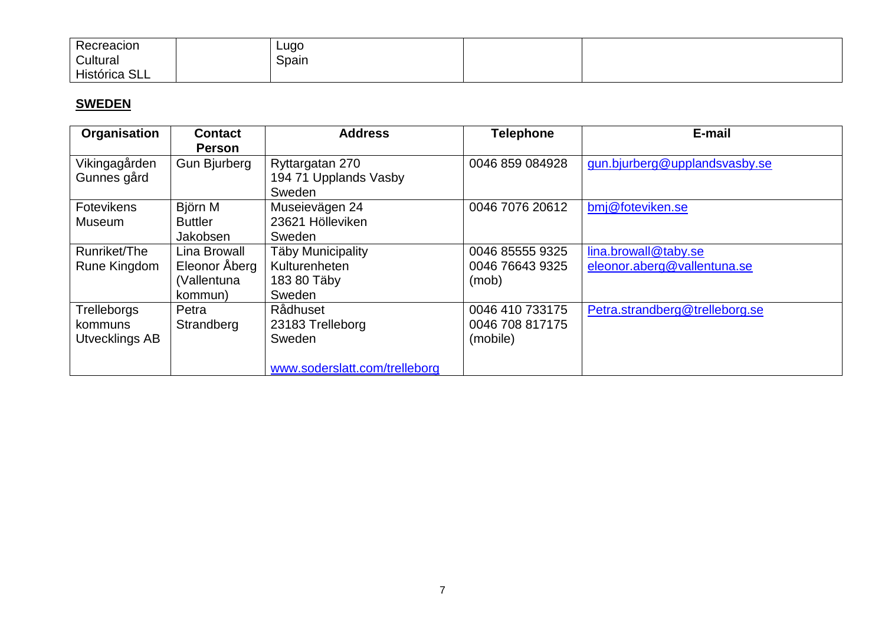| Recreacion Cultural Histórica SLL | | Lugo Spain | | |
|---|---|---|---|---|

**SWEDEN**

| Organisation | Contact Person | Address | Telephone | E-mail |
|---|---|---|---|---|
| Vikingagården Gunnes gård | Gun Bjurberg | Ryttargatan 270<br>194 71 Upplands Vasby<br>Sweden | 0046 859 084928 | gun.bjurberg@upplandsvasby.se |
| Fotevikens Museum | Björn M Buttler Jakobsen | Museievägen 24<br>23621 Hölleviken<br>Sweden | 0046 7076 20612 | bmj@foteviken.se |
| Runriket/The Rune Kingdom | Lina Browall<br>Eleonor Åberg (Vallentuna kommun) | Täby Municipality<br>Kulturenheten<br>183 80 Täby<br>Sweden | 0046 85555 9325<br>0046 76643 9325 (mob) | lina.browall@taby.se<br>eleonor.aberg@vallentuna.se |
| Trelleborgs kommuns Utvecklings AB | Petra Strandberg | Rådhuset<br>23183 Trelleborg<br>Sweden<br><br>www.soderslatt.com/trelleborg | 0046 410 733175<br>0046 708 817175 (mobile) | Petra.strandberg@trelleborg.se |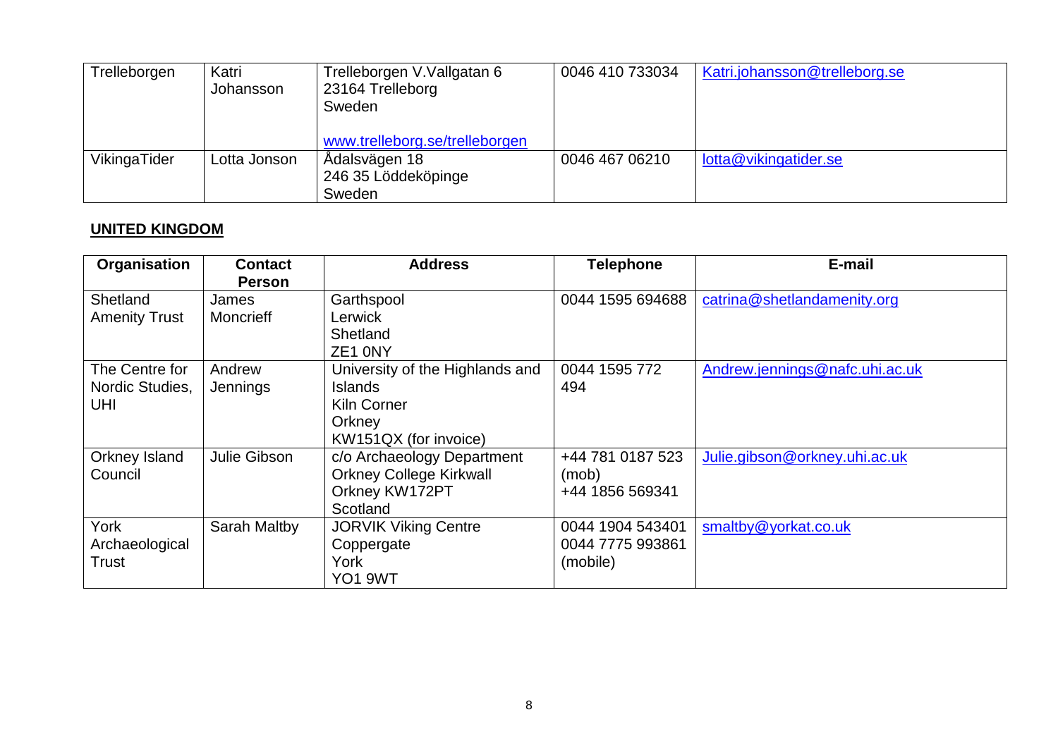| Trelleborgen | Katri Johansson | Trelleborgen V.Vallgatan 6<br>23164 Trelleborg<br>Sweden<br><br>www.trelleborg.se/trelleborgen | 0046 410 733034 | Katri.johansson@trelleborg.se |
|---|---|---|---|---|
| VikingaTider | Lotta Jonson | Ådalsvägen 18<br>246 35 Löddeköpinge<br>Sweden | 0046 467 06210 | lotta@vikingatider.se |

**UNITED KINGDOM**

| Organisation | Contact Person | Address | Telephone | E-mail |
|---|---|---|---|---|
| Shetland Amenity Trust | James Moncrieff | Garthspool<br>Lerwick<br>Shetland<br>ZE1 0NY | 0044 1595 694688 | catrina@shetlandamenity.org |
| The Centre for Nordic Studies, UHI | Andrew Jennings | University of the Highlands and Islands<br>Kiln Corner<br>Orkney<br>KW151QX (for invoice) | 0044 1595 772 494 | Andrew.jennings@nafc.uhi.ac.uk |
| Orkney Island Council | Julie Gibson | c/o Archaeology Department<br>Orkney College Kirkwall<br>Orkney KW172PT<br>Scotland | +44 781 0187 523 (mob)<br>+44 1856 569341 | Julie.gibson@orkney.uhi.ac.uk |
| York Archaeological Trust | Sarah Maltby | JORVIK Viking Centre<br>Coppergate<br>York<br>YO1 9WT | 0044 1904 543401<br>0044 7775 993861 (mobile) | smaltby@yorkat.co.uk |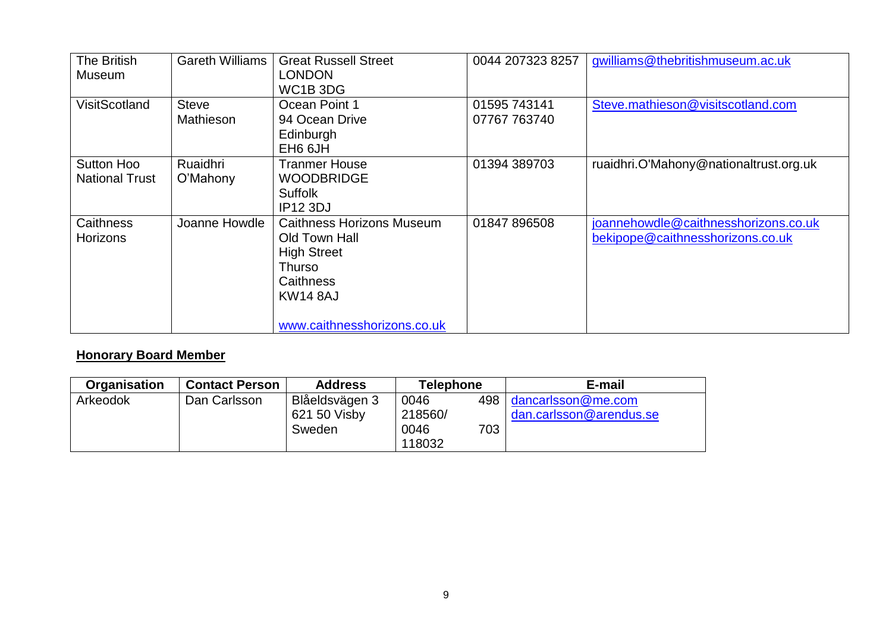| | | | | |
|---|---|---|---|---|
| The British Museum | Gareth Williams | Great Russell Street<br>LONDON<br>WC1B 3DG | 0044 207323 8257 | gwilliams@thebritishmuseum.ac.uk |
| VisitScotland | Steve Mathieson | Ocean Point 1<br>94 Ocean Drive<br>Edinburgh<br>EH6 6JH | 01595 743141<br>07767 763740 | Steve.mathieson@visitscotland.com |
| Sutton Hoo National Trust | Ruaidhri O'Mahony | Tranmer House<br>WOODBRIDGE<br>Suffolk<br>IP12 3DJ | 01394 389703 | ruaidhri.O'Mahony@nationaltrust.org.uk |
| Caithness Horizons | Joanne Howdle | Caithness Horizons Museum<br>Old Town Hall<br>High Street<br>Thurso<br>Caithness<br>KW14 8AJ<br><br>www.caithnesshorizons.co.uk | 01847 896508 | joannehowdle@caithnesshorizons.co.uk<br>bekipope@caithnesshorizons.co.uk |

**Honorary Board Member**

| Organisation | Contact Person | Address | Telephone | E-mail |
|---|---|---|---|---|
| Arkeodok | Dan Carlsson | Blåeldsvägen 3<br>621 50 Visby<br>Sweden | 0046 498 218560/<br>0046 703 118032 | dancarlsson@me.com<br>dan.carlsson@arendus.se |